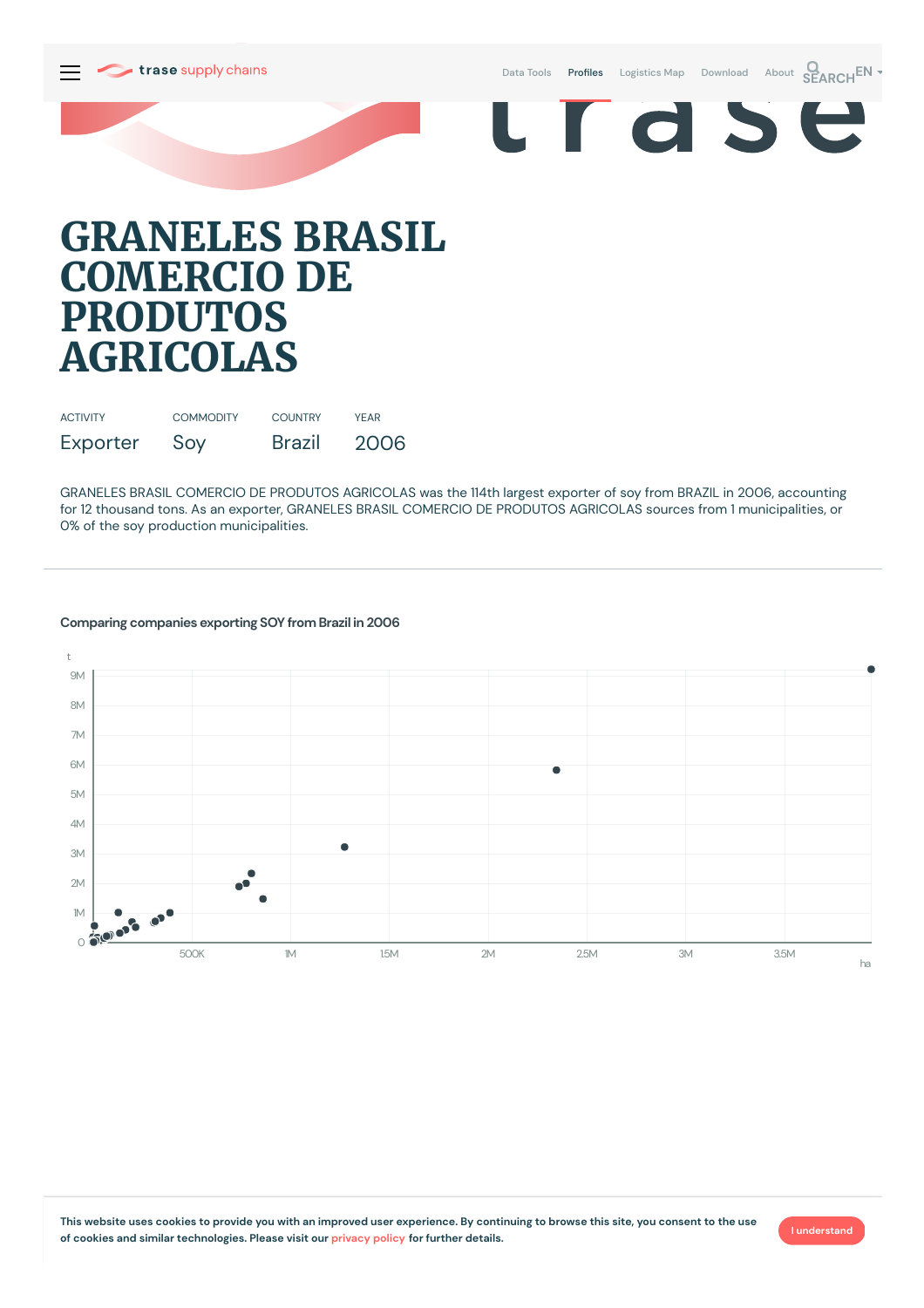trase supply chains

Data Tools Profiles Logistics Map Download About SEARCH EN

# GRANELES BRASIL COMERCIO DE PRODUTOS AGRICOLAS

| ACTIVITY | COMMODITY | COUNTRY | YEAR |
|---|---|---|---|
| Exporter | Soy | Brazil | 2006 |

GRANELES BRASIL COMERCIO DE PRODUTOS AGRICOLAS was the 114th largest exporter of soy from BRAZIL in 2006, accounting for 12 thousand tons. As an exporter, GRANELES BRASIL COMERCIO DE PRODUTOS AGRICOLAS sources from 1 municipalities, or 0% of the soy production municipalities.

---

### Comparing companies exporting SOY from Brazil in 2006

t

9M
8M
7M
6M
5M
4M
3M
2M
1M
0

500K 1M 1.5M 2M 2.5M 3M 3.5M

ha

This website uses cookies to provide you with an improved user experience. By continuing to browse this site, you consent to the use of cookies and similar technologies. Please visit our privacy policy for further details.

I understand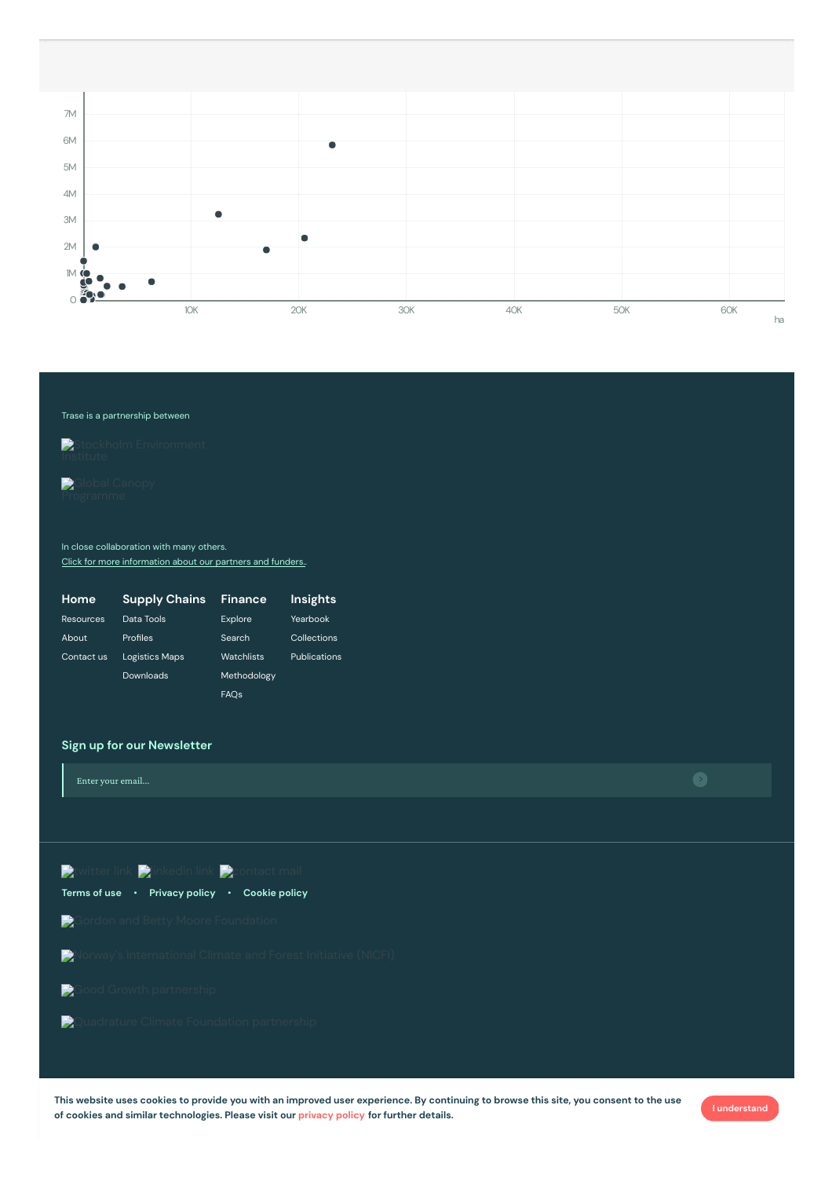7M
6M
5M
4M
3M
2M
1M
0

10K
20K
30K
40K
50K
60K
ha

Trase is a partnership between

Stockholm Environment Institute

Global Canopy Programme

In close collaboration with many others.
Click for more information about our partners and funders.

**Home**
- Resources
- About
- Contact us

**Supply Chains**
- Data Tools
- Profiles
- Logistics Maps
- Downloads

**Finance**
- Explore
- Search
- Watchlists
- Methodology
- FAQs

**Insights**
- Yearbook
- Collections
- Publications

## Sign up for our Newsletter

Enter your email...

twitter link linkedin link contact mail

**Terms of use** • **Privacy policy** • **Cookie policy**

Gordon and Betty Moore Foundation

Norway's International Climate and Forest Initiative (NICFI)

Good Growth partnership

Quadrature Climate Foundation partnership

**This website uses cookies to provide you with an improved user experience. By continuing to browse this site, you consent to the use of cookies and similar technologies. Please visit our privacy policy for further details.**

I understand